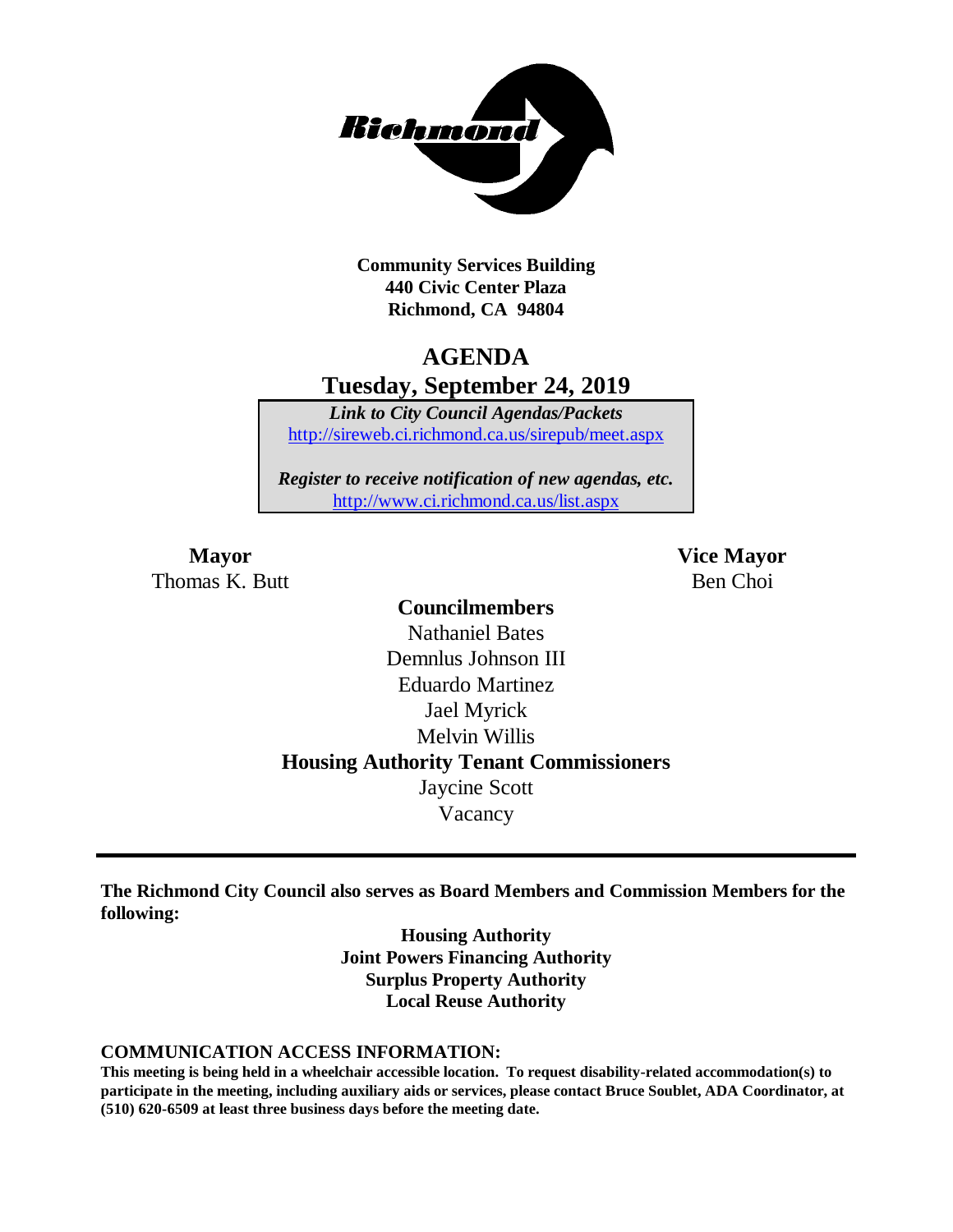**Community Services Building**
**440 Civic Center Plaza**
**Richmond, CA 94804**

# AGENDA
## Tuesday, September 24, 2019

***Link to City Council Agendas/Packets***
http://sireweb.ci.richmond.ca.us/sirepub/meet.aspx

***Register to receive notification of new agendas, etc.***
http://www.ci.richmond.ca.us/list.aspx

**Mayor**
Thomas K. Butt

**Vice Mayor**
Ben Choi

**Councilmembers**
Nathaniel Bates
Demnlus Johnson III
Eduardo Martinez
Jael Myrick
Melvin Willis

**Housing Authority Tenant Commissioners**
Jaycine Scott
Vacancy

---

**The Richmond City Council also serves as Board Members and Commission Members for the following:**

**Housing Authority**
**Joint Powers Financing Authority**
**Surplus Property Authority**
**Local Reuse Authority**

**COMMUNICATION ACCESS INFORMATION:**
**This meeting is being held in a wheelchair accessible location. To request disability-related accommodation(s) to participate in the meeting, including auxiliary aids or services, please contact Bruce Soublet, ADA Coordinator, at (510) 620-6509 at least three business days before the meeting date.**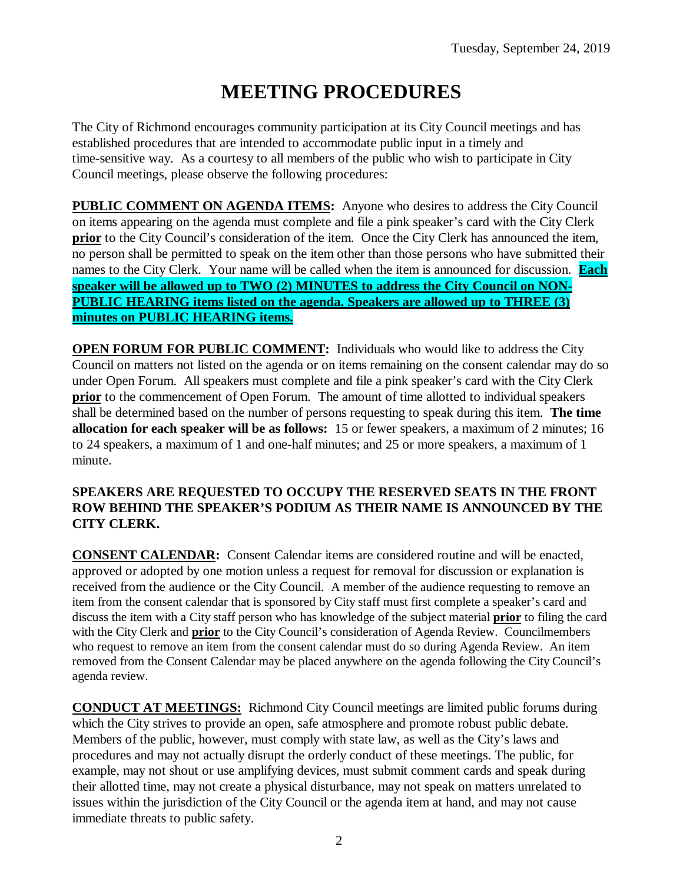Tuesday, September 24, 2019

# MEETING PROCEDURES

The City of Richmond encourages community participation at its City Council meetings and has established procedures that are intended to accommodate public input in a timely and time-sensitive way. As a courtesy to all members of the public who wish to participate in City Council meetings, please observe the following procedures:

**PUBLIC COMMENT ON AGENDA ITEMS:** Anyone who desires to address the City Council on items appearing on the agenda must complete and file a pink speaker's card with the City Clerk **prior** to the City Council's consideration of the item. Once the City Clerk has announced the item, no person shall be permitted to speak on the item other than those persons who have submitted their names to the City Clerk. Your name will be called when the item is announced for discussion. **Each speaker will be allowed up to TWO (2) MINUTES to address the City Council on NON-PUBLIC HEARING items listed on the agenda. Speakers are allowed up to THREE (3) minutes on PUBLIC HEARING items.**

**OPEN FORUM FOR PUBLIC COMMENT:** Individuals who would like to address the City Council on matters not listed on the agenda or on items remaining on the consent calendar may do so under Open Forum. All speakers must complete and file a pink speaker's card with the City Clerk **prior** to the commencement of Open Forum. The amount of time allotted to individual speakers shall be determined based on the number of persons requesting to speak during this item. **The time allocation for each speaker will be as follows:** 15 or fewer speakers, a maximum of 2 minutes; 16 to 24 speakers, a maximum of 1 and one-half minutes; and 25 or more speakers, a maximum of 1 minute.

**SPEAKERS ARE REQUESTED TO OCCUPY THE RESERVED SEATS IN THE FRONT ROW BEHIND THE SPEAKER'S PODIUM AS THEIR NAME IS ANNOUNCED BY THE CITY CLERK.**

**CONSENT CALENDAR:** Consent Calendar items are considered routine and will be enacted, approved or adopted by one motion unless a request for removal for discussion or explanation is received from the audience or the City Council. A member of the audience requesting to remove an item from the consent calendar that is sponsored by City staff must first complete a speaker's card and discuss the item with a City staff person who has knowledge of the subject material **prior** to filing the card with the City Clerk and **prior** to the City Council's consideration of Agenda Review. Councilmembers who request to remove an item from the consent calendar must do so during Agenda Review. An item removed from the Consent Calendar may be placed anywhere on the agenda following the City Council's agenda review.

**CONDUCT AT MEETINGS:** Richmond City Council meetings are limited public forums during which the City strives to provide an open, safe atmosphere and promote robust public debate. Members of the public, however, must comply with state law, as well as the City's laws and procedures and may not actually disrupt the orderly conduct of these meetings. The public, for example, may not shout or use amplifying devices, must submit comment cards and speak during their allotted time, may not create a physical disturbance, may not speak on matters unrelated to issues within the jurisdiction of the City Council or the agenda item at hand, and may not cause immediate threats to public safety.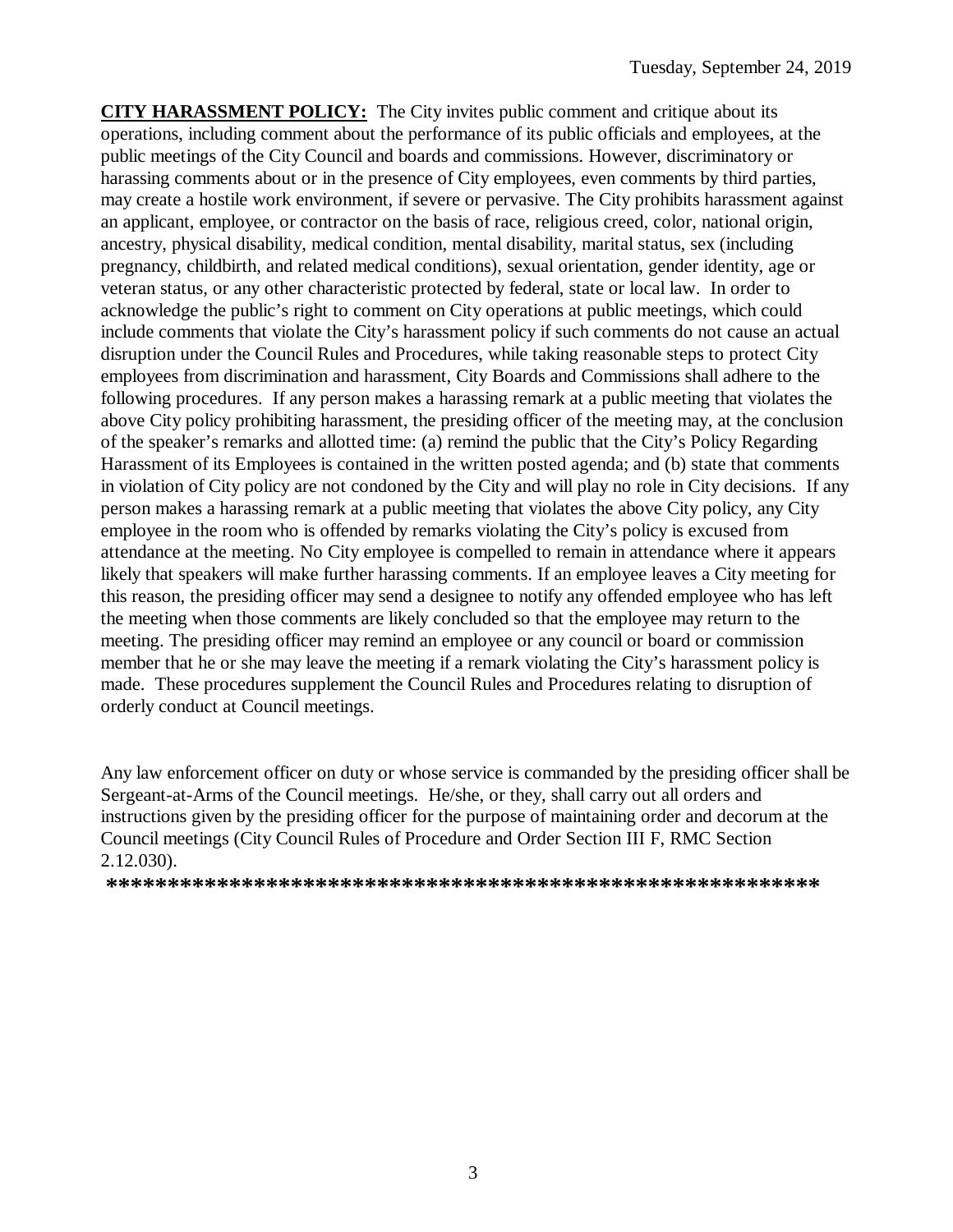**CITY HARASSMENT POLICY:** The City invites public comment and critique about its operations, including comment about the performance of its public officials and employees, at the public meetings of the City Council and boards and commissions. However, discriminatory or harassing comments about or in the presence of City employees, even comments by third parties, may create a hostile work environment, if severe or pervasive. The City prohibits harassment against an applicant, employee, or contractor on the basis of race, religious creed, color, national origin, ancestry, physical disability, medical condition, mental disability, marital status, sex (including pregnancy, childbirth, and related medical conditions), sexual orientation, gender identity, age or veteran status, or any other characteristic protected by federal, state or local law. In order to acknowledge the public's right to comment on City operations at public meetings, which could include comments that violate the City's harassment policy if such comments do not cause an actual disruption under the Council Rules and Procedures, while taking reasonable steps to protect City employees from discrimination and harassment, City Boards and Commissions shall adhere to the following procedures. If any person makes a harassing remark at a public meeting that violates the above City policy prohibiting harassment, the presiding officer of the meeting may, at the conclusion of the speaker's remarks and allotted time: (a) remind the public that the City's Policy Regarding Harassment of its Employees is contained in the written posted agenda; and (b) state that comments in violation of City policy are not condoned by the City and will play no role in City decisions. If any person makes a harassing remark at a public meeting that violates the above City policy, any City employee in the room who is offended by remarks violating the City's policy is excused from attendance at the meeting. No City employee is compelled to remain in attendance where it appears likely that speakers will make further harassing comments. If an employee leaves a City meeting for this reason, the presiding officer may send a designee to notify any offended employee who has left the meeting when those comments are likely concluded so that the employee may return to the meeting. The presiding officer may remind an employee or any council or board or commission member that he or she may leave the meeting if a remark violating the City's harassment policy is made. These procedures supplement the Council Rules and Procedures relating to disruption of orderly conduct at Council meetings.

Any law enforcement officer on duty or whose service is commanded by the presiding officer shall be Sergeant-at-Arms of the Council meetings. He/she, or they, shall carry out all orders and instructions given by the presiding officer for the purpose of maintaining order and decorum at the Council meetings (City Council Rules of Procedure and Order Section III F, RMC Section 2.12.030).

**\*\*\*\*\*\*\*\*\*\*\*\*\*\*\*\*\*\*\*\*\*\*\*\*\*\*\*\*\*\*\*\*\*\*\*\*\*\*\*\*\*\*\*\*\*\*\*\*\*\*\*\*\*\*\*\*\*\*\*\***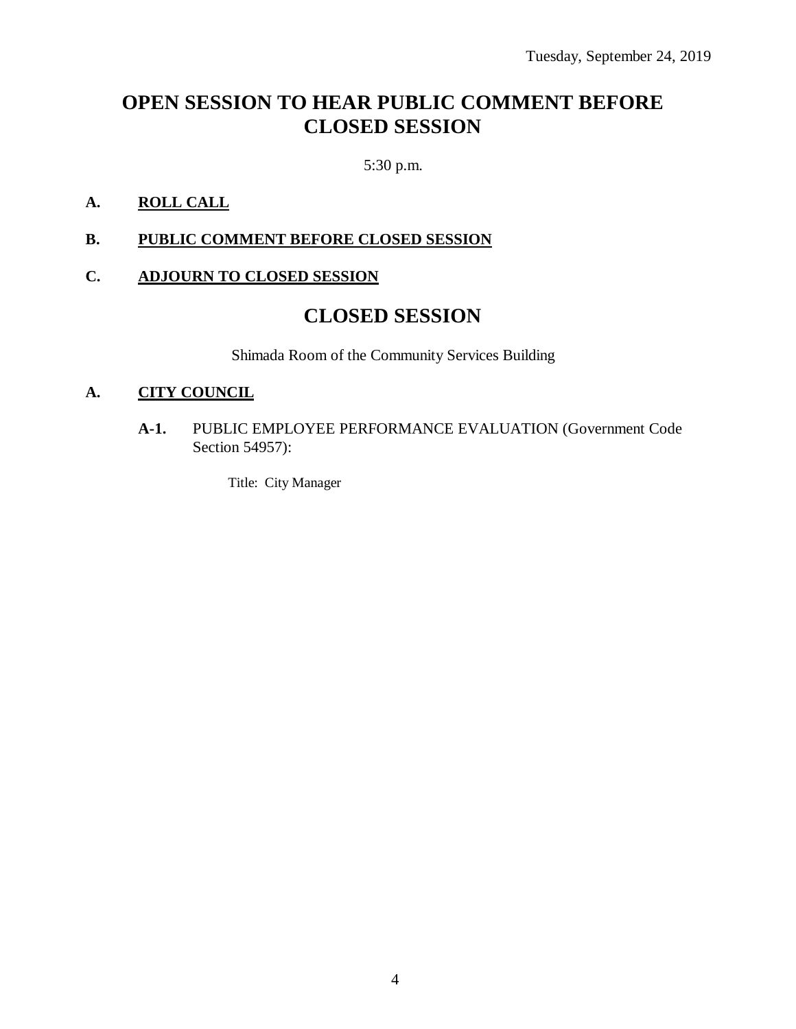Tuesday, September 24, 2019

# OPEN SESSION TO HEAR PUBLIC COMMENT BEFORE CLOSED SESSION

5:30 p.m.

**A. ROLL CALL**

**B. PUBLIC COMMENT BEFORE CLOSED SESSION**

**C. ADJOURN TO CLOSED SESSION**

# CLOSED SESSION

Shimada Room of the Community Services Building

**A. CITY COUNCIL**

**A-1.** PUBLIC EMPLOYEE PERFORMANCE EVALUATION (Government Code Section 54957):

Title: City Manager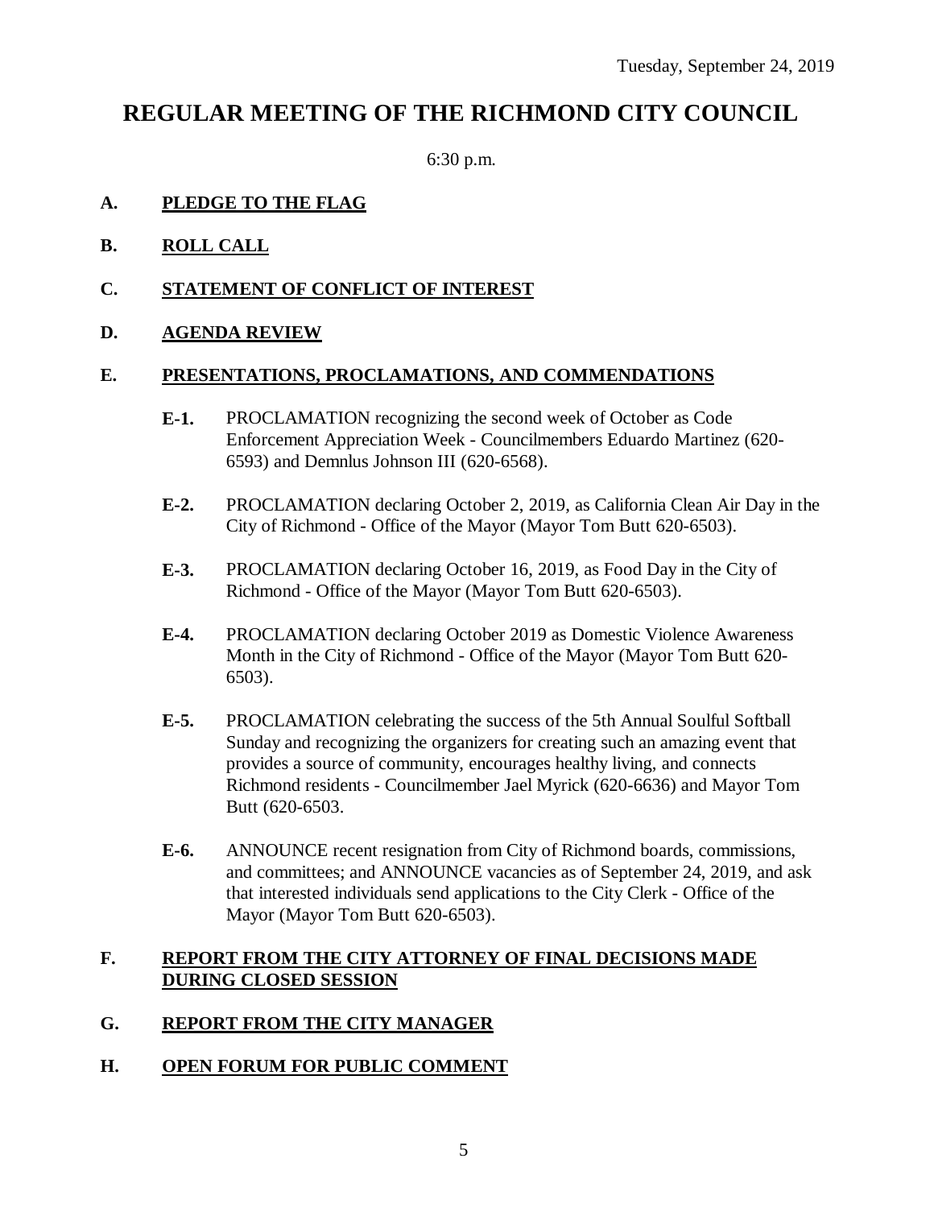Tuesday, September 24, 2019

# REGULAR MEETING OF THE RICHMOND CITY COUNCIL

6:30 p.m.

## A. PLEDGE TO THE FLAG

## B. ROLL CALL

## C. STATEMENT OF CONFLICT OF INTEREST

## D. AGENDA REVIEW

## E. PRESENTATIONS, PROCLAMATIONS, AND COMMENDATIONS

**E-1.** PROCLAMATION recognizing the second week of October as Code Enforcement Appreciation Week - Councilmembers Eduardo Martinez (620-6593) and Demnlus Johnson III (620-6568).

**E-2.** PROCLAMATION declaring October 2, 2019, as California Clean Air Day in the City of Richmond - Office of the Mayor (Mayor Tom Butt 620-6503).

**E-3.** PROCLAMATION declaring October 16, 2019, as Food Day in the City of Richmond - Office of the Mayor (Mayor Tom Butt 620-6503).

**E-4.** PROCLAMATION declaring October 2019 as Domestic Violence Awareness Month in the City of Richmond - Office of the Mayor (Mayor Tom Butt 620-6503).

**E-5.** PROCLAMATION celebrating the success of the 5th Annual Soulful Softball Sunday and recognizing the organizers for creating such an amazing event that provides a source of community, encourages healthy living, and connects Richmond residents - Councilmember Jael Myrick (620-6636) and Mayor Tom Butt (620-6503.

**E-6.** ANNOUNCE recent resignation from City of Richmond boards, commissions, and committees; and ANNOUNCE vacancies as of September 24, 2019, and ask that interested individuals send applications to the City Clerk - Office of the Mayor (Mayor Tom Butt 620-6503).

## F. REPORT FROM THE CITY ATTORNEY OF FINAL DECISIONS MADE DURING CLOSED SESSION

## G. REPORT FROM THE CITY MANAGER

## H. OPEN FORUM FOR PUBLIC COMMENT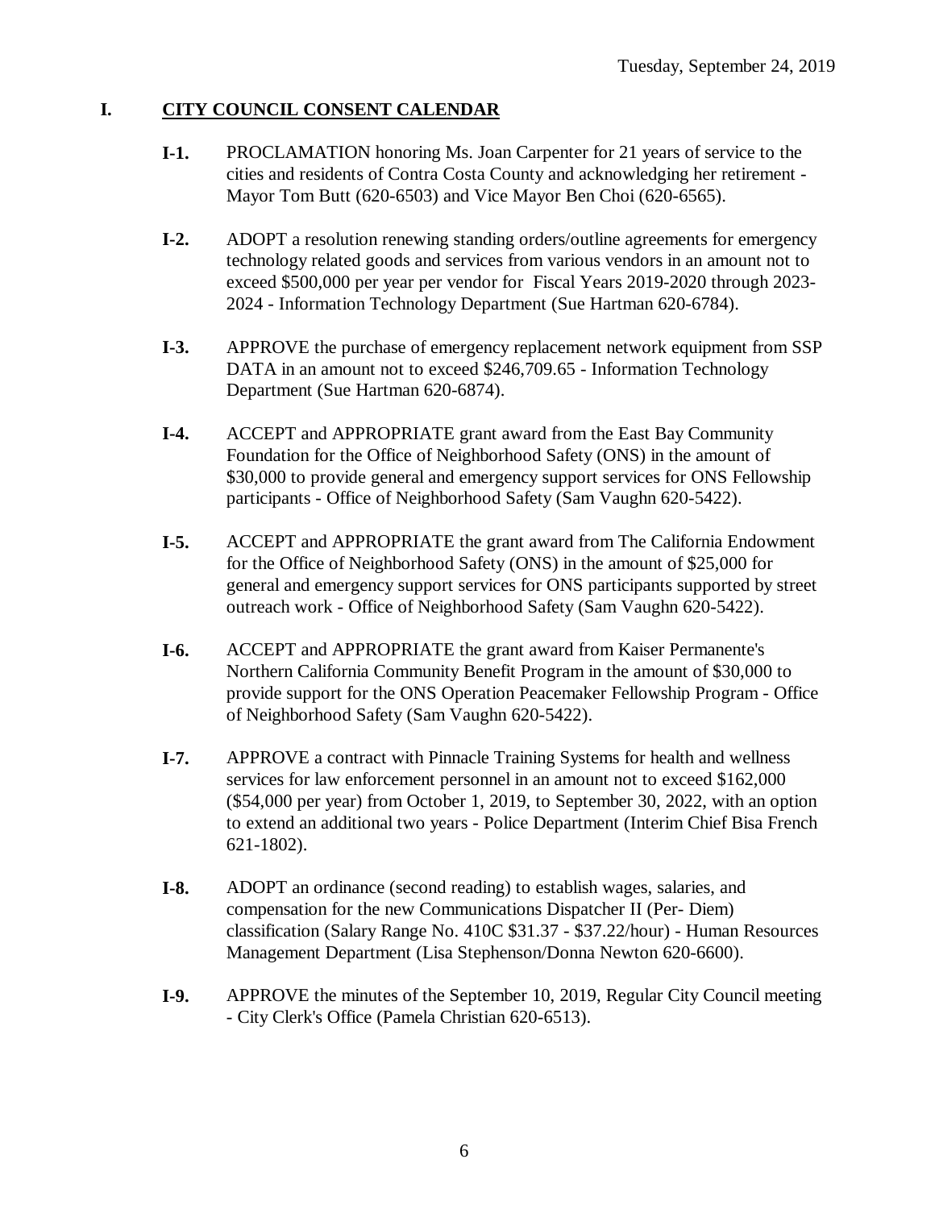Tuesday, September 24, 2019

## I. CITY COUNCIL CONSENT CALENDAR

**I-1.** PROCLAMATION honoring Ms. Joan Carpenter for 21 years of service to the cities and residents of Contra Costa County and acknowledging her retirement - Mayor Tom Butt (620-6503) and Vice Mayor Ben Choi (620-6565).

**I-2.** ADOPT a resolution renewing standing orders/outline agreements for emergency technology related goods and services from various vendors in an amount not to exceed $500,000 per year per vendor for Fiscal Years 2019-2020 through 2023-2024 - Information Technology Department (Sue Hartman 620-6784).

**I-3.** APPROVE the purchase of emergency replacement network equipment from SSP DATA in an amount not to exceed $246,709.65 - Information Technology Department (Sue Hartman 620-6874).

**I-4.** ACCEPT and APPROPRIATE grant award from the East Bay Community Foundation for the Office of Neighborhood Safety (ONS) in the amount of $30,000 to provide general and emergency support services for ONS Fellowship participants - Office of Neighborhood Safety (Sam Vaughn 620-5422).

**I-5.** ACCEPT and APPROPRIATE the grant award from The California Endowment for the Office of Neighborhood Safety (ONS) in the amount of $25,000 for general and emergency support services for ONS participants supported by street outreach work - Office of Neighborhood Safety (Sam Vaughn 620-5422).

**I-6.** ACCEPT and APPROPRIATE the grant award from Kaiser Permanente's Northern California Community Benefit Program in the amount of $30,000 to provide support for the ONS Operation Peacemaker Fellowship Program - Office of Neighborhood Safety (Sam Vaughn 620-5422).

**I-7.** APPROVE a contract with Pinnacle Training Systems for health and wellness services for law enforcement personnel in an amount not to exceed $162,000 ($54,000 per year) from October 1, 2019, to September 30, 2022, with an option to extend an additional two years - Police Department (Interim Chief Bisa French 621-1802).

**I-8.** ADOPT an ordinance (second reading) to establish wages, salaries, and compensation for the new Communications Dispatcher II (Per- Diem) classification (Salary Range No. 410C $31.37 - $37.22/hour) - Human Resources Management Department (Lisa Stephenson/Donna Newton 620-6600).

**I-9.** APPROVE the minutes of the September 10, 2019, Regular City Council meeting - City Clerk's Office (Pamela Christian 620-6513).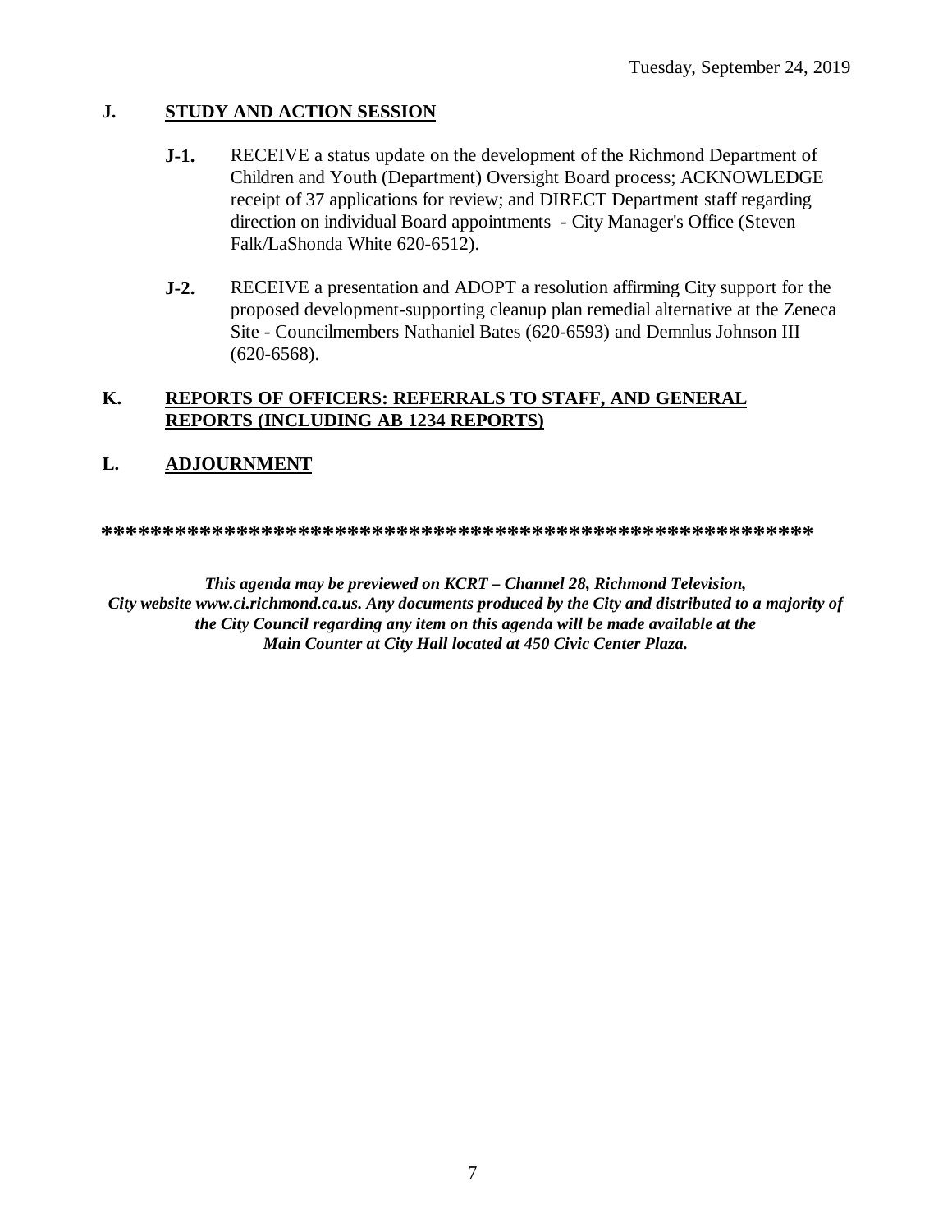## J. STUDY AND ACTION SESSION

**J-1.** RECEIVE a status update on the development of the Richmond Department of Children and Youth (Department) Oversight Board process; ACKNOWLEDGE receipt of 37 applications for review; and DIRECT Department staff regarding direction on individual Board appointments - City Manager's Office (Steven Falk/LaShonda White 620-6512).

**J-2.** RECEIVE a presentation and ADOPT a resolution affirming City support for the proposed development-supporting cleanup plan remedial alternative at the Zeneca Site - Councilmembers Nathaniel Bates (620-6593) and Demnlus Johnson III (620-6568).

## K. REPORTS OF OFFICERS: REFERRALS TO STAFF, AND GENERAL REPORTS (INCLUDING AB 1234 REPORTS)

## L. ADJOURNMENT

**************************************************************

***This agenda may be previewed on KCRT – Channel 28, Richmond Television, City website www.ci.richmond.ca.us. Any documents produced by the City and distributed to a majority of the City Council regarding any item on this agenda will be made available at the Main Counter at City Hall located at 450 Civic Center Plaza.***